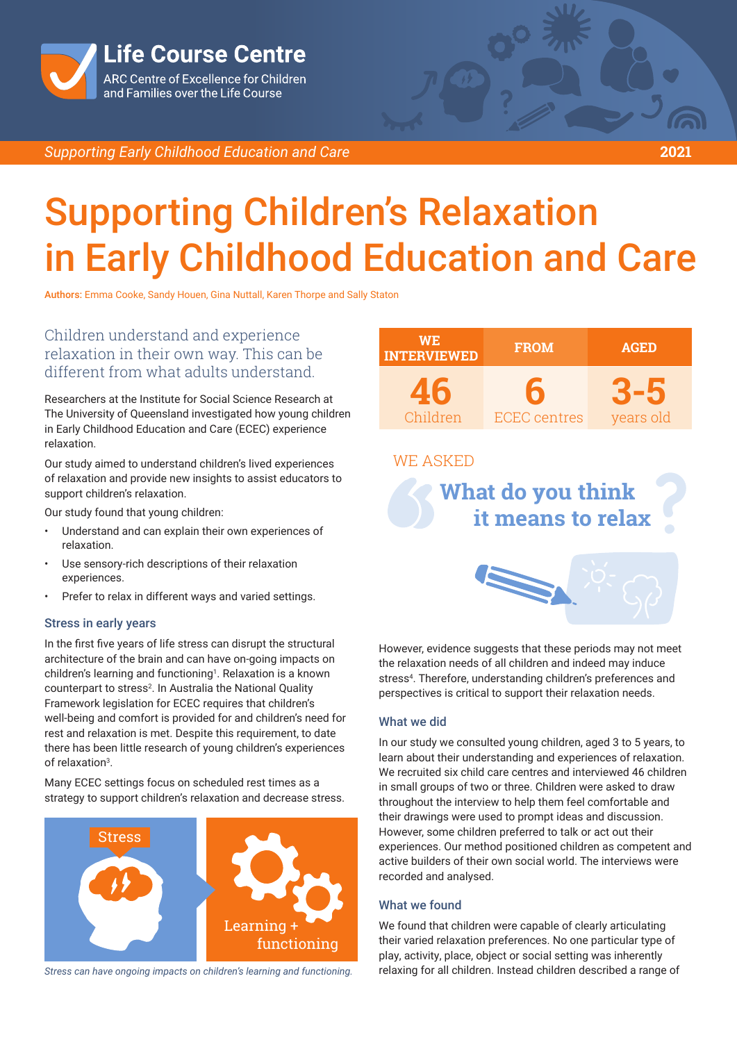Life Course Centre

ARC Centre of Excellence for Children and Families over the Life Course

*Supporting Early Childhood Education and Care* **2021**

# Supporting Children's Relaxation in Early Childhood Education and Care

**Authors:** Emma Cooke, Sandy Houen, Gina Nuttall, Karen Thorpe and Sally Staton

Children understand and experience relaxation in their own way. This can be different from what adults understand.

Researchers at the Institute for Social Science Research at The University of Queensland investigated how young children in Early Childhood Education and Care (ECEC) experience relaxation.

Our study aimed to understand children's lived experiences of relaxation and provide new insights to assist educators to support children's relaxation.

Our study found that young children:

- Understand and can explain their own experiences of relaxation.
- Use sensory-rich descriptions of their relaxation experiences.
- Prefer to relax in different ways and varied settings.

### Stress in early years

In the first five years of life stress can disrupt the structural architecture of the brain and can have on-going impacts on children's learning and functioning[1]. Relaxation is a known counterpart to stress[2]. In Australia the National Quality Framework legislation for ECEC requires that children's well-being and comfort is provided for and children's need for rest and relaxation is met. Despite this requirement, to date there has been little research of young children's experiences of relaxation[3].

Many ECEC settings focus on scheduled rest times as a strategy to support children's relaxation and decrease stress.

Stress → Learning + functioning

*Stress can have ongoing impacts on children's learning and functioning.*

| WE INTERVIEWED | FROM | AGED |
|---|---|---|
| 46 Children | 6 ECEC centres | 3-5 years old |

WE ASKED

**What do you think it means to relax?**

However, evidence suggests that these periods may not meet the relaxation needs of all children and indeed may induce stress[4]. Therefore, understanding children's preferences and perspectives is critical to support their relaxation needs.

### What we did

In our study we consulted young children, aged 3 to 5 years, to learn about their understanding and experiences of relaxation. We recruited six child care centres and interviewed 46 children in small groups of two or three. Children were asked to draw throughout the interview to help them feel comfortable and their drawings were used to prompt ideas and discussion. However, some children preferred to talk or act out their experiences. Our method positioned children as competent and active builders of their own social world. The interviews were recorded and analysed.

### What we found

We found that children were capable of clearly articulating their varied relaxation preferences. No one particular type of play, activity, place, object or social setting was inherently relaxing for all children. Instead children described a range of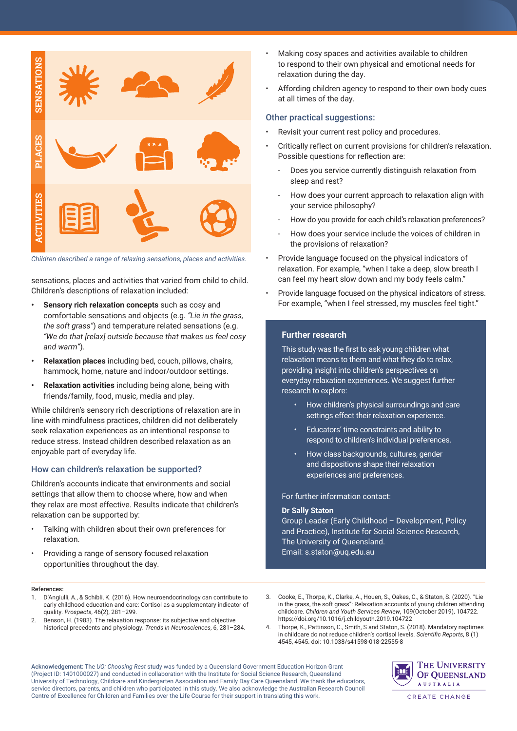SENSATIONS

PLACES

ACTIVITIES

*Children described a range of relaxing sensations, places and activities.*

sensations, places and activities that varied from child to child. Children's descriptions of relaxation included:

- **Sensory rich relaxation concepts** such as cosy and comfortable sensations and objects (e.g. *"Lie in the grass, the soft grass"*) and temperature related sensations (e.g. *"We do that [relax] outside because that makes us feel cosy and warm"*).
- **Relaxation places** including bed, couch, pillows, chairs, hammock, home, nature and indoor/outdoor settings.
- **Relaxation activities** including being alone, being with friends/family, food, music, media and play.

While children's sensory rich descriptions of relaxation are in line with mindfulness practices, children did not deliberately seek relaxation experiences as an intentional response to reduce stress. Instead children described relaxation as an enjoyable part of everyday life.

## How can children's relaxation be supported?

Children's accounts indicate that environments and social settings that allow them to choose where, how and when they relax are most effective. Results indicate that children's relaxation can be supported by:

- Talking with children about their own preferences for relaxation.
- Providing a range of sensory focused relaxation opportunities throughout the day.
- Making cosy spaces and activities available to children to respond to their own physical and emotional needs for relaxation during the day.
- Affording children agency to respond to their own body cues at all times of the day.

## Other practical suggestions:

- Revisit your current rest policy and procedures.
- Critically reflect on current provisions for children's relaxation. Possible questions for reflection are:
  - Does you service currently distinguish relaxation from sleep and rest?
  - How does your current approach to relaxation align with your service philosophy?
  - How do you provide for each child's relaxation preferences?
  - How does your service include the voices of children in the provisions of relaxation?
- Provide language focused on the physical indicators of relaxation. For example, "when I take a deep, slow breath I can feel my heart slow down and my body feels calm."
- Provide language focused on the physical indicators of stress. For example, "when I feel stressed, my muscles feel tight."

### Further research

This study was the first to ask young children what relaxation means to them and what they do to relax, providing insight into children's perspectives on everyday relaxation experiences. We suggest further research to explore:

- How children's physical surroundings and care settings effect their relaxation experience.
- Educators' time constraints and ability to respond to children's individual preferences.
- How class backgrounds, cultures, gender and dispositions shape their relaxation experiences and preferences.

For further information contact:

**Dr Sally Staton**
Group Leader (Early Childhood – Development, Policy and Practice), Institute for Social Science Research, The University of Queensland.
Email: s.staton@uq.edu.au

**References:**

1. D'Angiulli, A., & Schibli, K. (2016). How neuroendocrinology can contribute to early childhood education and care: Cortisol as a supplementary indicator of quality. *Prospects*, 46(2), 281–299.
2. Benson, H. (1983). The relaxation response: its subjective and objective historical precedents and physiology. *Trends in Neurosciences*, 6, 281–284.
3. Cooke, E., Thorpe, K., Clarke, A., Houen, S., Oakes, C., & Staton, S. (2020). "Lie in the grass, the soft grass": Relaxation accounts of young children attending childcare. *Children and Youth Services Review*, 109(October 2019), 104722. https://doi.org/10.1016/j.childyouth.2019.104722
4. Thorpe, K., Pattinson, C., Smith, S and Staton, S. (2018). Mandatory naptimes in childcare do not reduce children's cortisol levels. *Scientific Reports*, 8 (1) 4545, 4545. doi: 10.1038/s41598-018-22555-8

**Acknowledgement:** The *UQ: Choosing Rest* study was funded by a Queensland Government Education Horizon Grant (Project ID: 1401000027) and conducted in collaboration with the Institute for Social Science Research, Queensland University of Technology, Childcare and Kindergarten Association and Family Day Care Queensland. We thank the educators, service directors, parents, and children who participated in this study. We also acknowledge the Australian Research Council Centre of Excellence for Children and Families over the Life Course for their support in translating this work.

THE UNIVERSITY OF QUEENSLAND AUSTRALIA

CREATE CHANGE